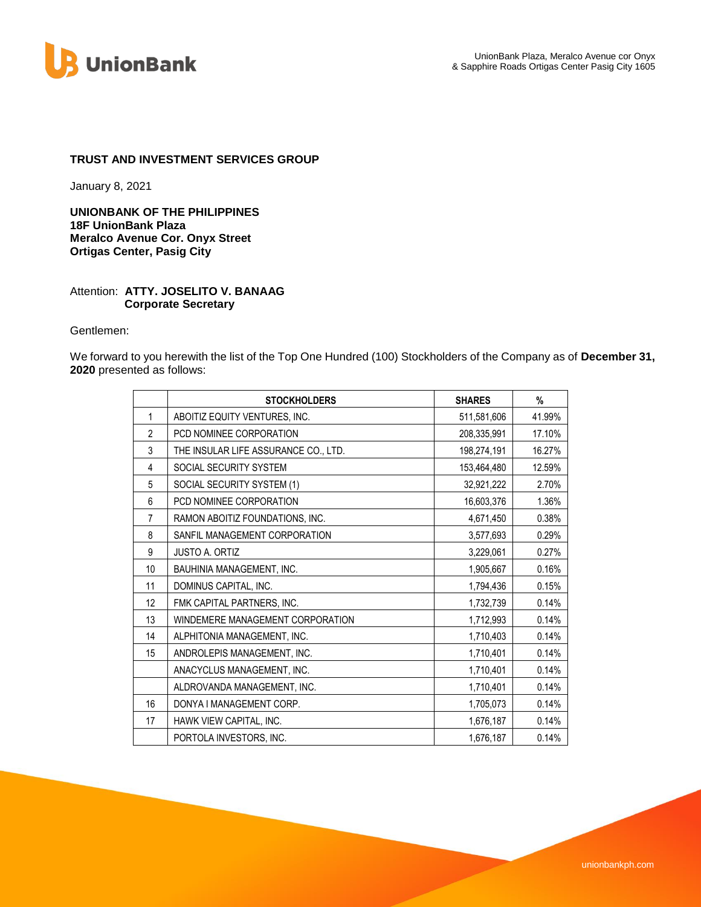UnionBank Plaza, Meralco Avenue cor Onyx & Sapphire Roads Ortigas Center Pasig City 1605

**TRUST AND INVESTMENT SERVICES GROUP**

January 8, 2021

**UNIONBANK OF THE PHILIPPINES**
**18F UnionBank Plaza**
**Meralco Avenue Cor. Onyx Street**
**Ortigas Center, Pasig City**

Attention: **ATTY. JOSELITO V. BANAAG**
**Corporate Secretary**

Gentlemen:

We forward to you herewith the list of the Top One Hundred (100) Stockholders of the Company as of **December 31, 2020** presented as follows:

| | STOCKHOLDERS | SHARES | % |
|---|---|---|---|
| 1 | ABOITIZ EQUITY VENTURES, INC. | 511,581,606 | 41.99% |
| 2 | PCD NOMINEE CORPORATION | 208,335,991 | 17.10% |
| 3 | THE INSULAR LIFE ASSURANCE CO., LTD. | 198,274,191 | 16.27% |
| 4 | SOCIAL SECURITY SYSTEM | 153,464,480 | 12.59% |
| 5 | SOCIAL SECURITY SYSTEM (1) | 32,921,222 | 2.70% |
| 6 | PCD NOMINEE CORPORATION | 16,603,376 | 1.36% |
| 7 | RAMON ABOITIZ FOUNDATIONS, INC. | 4,671,450 | 0.38% |
| 8 | SANFIL MANAGEMENT CORPORATION | 3,577,693 | 0.29% |
| 9 | JUSTO A. ORTIZ | 3,229,061 | 0.27% |
| 10 | BAUHINIA MANAGEMENT, INC. | 1,905,667 | 0.16% |
| 11 | DOMINUS CAPITAL, INC. | 1,794,436 | 0.15% |
| 12 | FMK CAPITAL PARTNERS, INC. | 1,732,739 | 0.14% |
| 13 | WINDEMERE MANAGEMENT CORPORATION | 1,712,993 | 0.14% |
| 14 | ALPHITONIA MANAGEMENT, INC. | 1,710,403 | 0.14% |
| 15 | ANDROLEPIS MANAGEMENT, INC. | 1,710,401 | 0.14% |
| | ANACYCLUS MANAGEMENT, INC. | 1,710,401 | 0.14% |
| | ALDROVANDA MANAGEMENT, INC. | 1,710,401 | 0.14% |
| 16 | DONYA I MANAGEMENT CORP. | 1,705,073 | 0.14% |
| 17 | HAWK VIEW CAPITAL, INC. | 1,676,187 | 0.14% |
| | PORTOLA INVESTORS, INC. | 1,676,187 | 0.14% |

unionbankph.com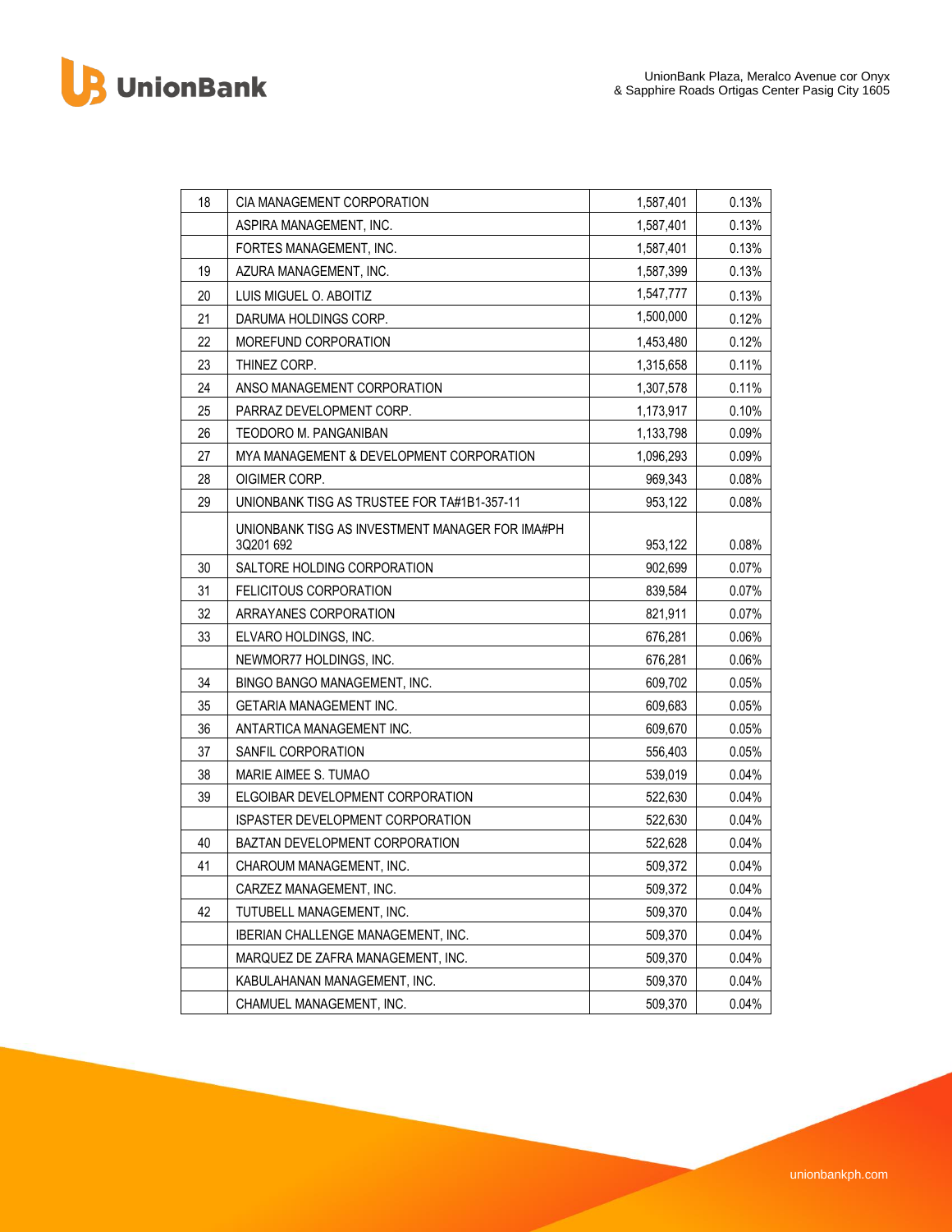| 18 | CIA MANAGEMENT CORPORATION | 1,587,401 | 0.13% |
|---|---|---|---|
| | ASPIRA MANAGEMENT, INC. | 1,587,401 | 0.13% |
| | FORTES MANAGEMENT, INC. | 1,587,401 | 0.13% |
| 19 | AZURA MANAGEMENT, INC. | 1,587,399 | 0.13% |
| 20 | LUIS MIGUEL O. ABOITIZ | 1,547,777 | 0.13% |
| 21 | DARUMA HOLDINGS CORP. | 1,500,000 | 0.12% |
| 22 | MOREFUND CORPORATION | 1,453,480 | 0.12% |
| 23 | THINEZ CORP. | 1,315,658 | 0.11% |
| 24 | ANSO MANAGEMENT CORPORATION | 1,307,578 | 0.11% |
| 25 | PARRAZ DEVELOPMENT CORP. | 1,173,917 | 0.10% |
| 26 | TEODORO M. PANGANIBAN | 1,133,798 | 0.09% |
| 27 | MYA MANAGEMENT & DEVELOPMENT CORPORATION | 1,096,293 | 0.09% |
| 28 | OIGIMER CORP. | 969,343 | 0.08% |
| 29 | UNIONBANK TISG AS TRUSTEE FOR TA#1B1-357-11 | 953,122 | 0.08% |
| | UNIONBANK TISG AS INVESTMENT MANAGER FOR IMA#PH 3Q201 692 | 953,122 | 0.08% |
| 30 | SALTORE HOLDING CORPORATION | 902,699 | 0.07% |
| 31 | FELICITOUS CORPORATION | 839,584 | 0.07% |
| 32 | ARRAYANES CORPORATION | 821,911 | 0.07% |
| 33 | ELVARO HOLDINGS, INC. | 676,281 | 0.06% |
| | NEWMOR77 HOLDINGS, INC. | 676,281 | 0.06% |
| 34 | BINGO BANGO MANAGEMENT, INC. | 609,702 | 0.05% |
| 35 | GETARIA MANAGEMENT INC. | 609,683 | 0.05% |
| 36 | ANTARTICA MANAGEMENT INC. | 609,670 | 0.05% |
| 37 | SANFIL CORPORATION | 556,403 | 0.05% |
| 38 | MARIE AIMEE S. TUMAO | 539,019 | 0.04% |
| 39 | ELGOIBAR DEVELOPMENT CORPORATION | 522,630 | 0.04% |
| | ISPASTER DEVELOPMENT CORPORATION | 522,630 | 0.04% |
| 40 | BAZTAN DEVELOPMENT CORPORATION | 522,628 | 0.04% |
| 41 | CHAROUM MANAGEMENT, INC. | 509,372 | 0.04% |
| | CARZEZ MANAGEMENT, INC. | 509,372 | 0.04% |
| 42 | TUTUBELL MANAGEMENT, INC. | 509,370 | 0.04% |
| | IBERIAN CHALLENGE MANAGEMENT, INC. | 509,370 | 0.04% |
| | MARQUEZ DE ZAFRA MANAGEMENT, INC. | 509,370 | 0.04% |
| | KABULAHANAN MANAGEMENT, INC. | 509,370 | 0.04% |
| | CHAMUEL MANAGEMENT, INC. | 509,370 | 0.04% |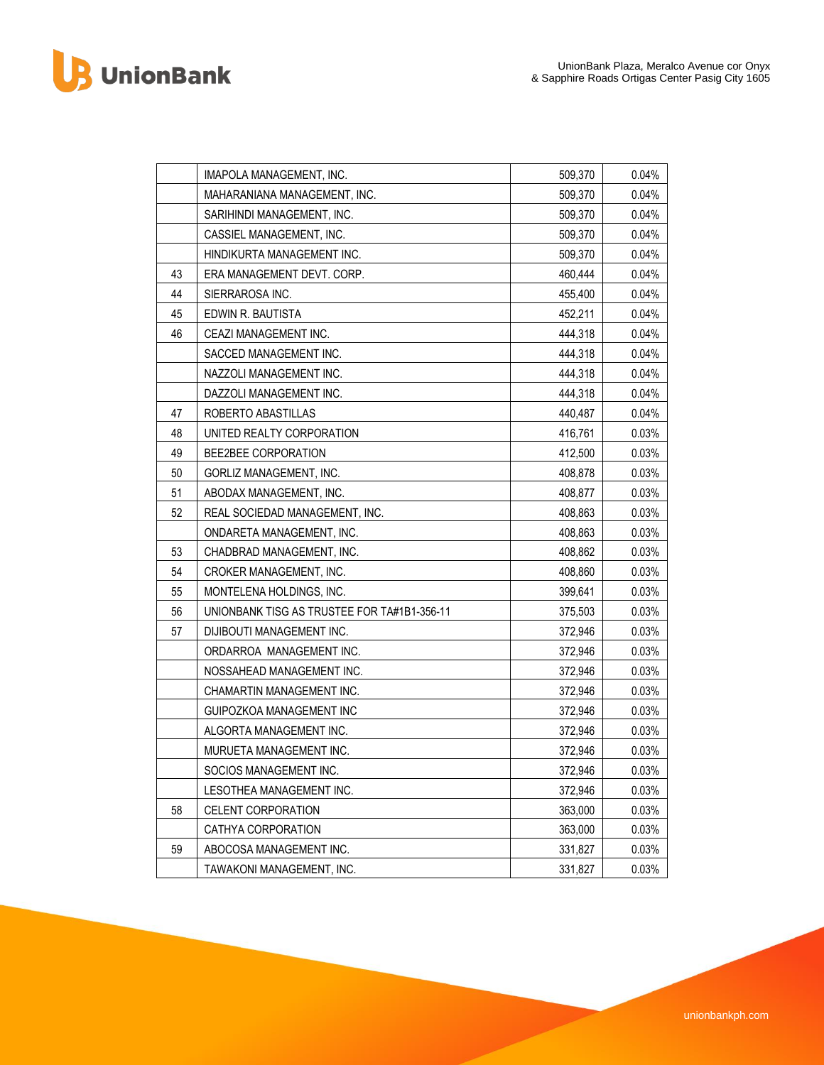| | | | |
|---|---|---|---|
| | IMAPOLA MANAGEMENT, INC. | 509,370 | 0.04% |
| | MAHARANIANA MANAGEMENT, INC. | 509,370 | 0.04% |
| | SARIHINDI MANAGEMENT, INC. | 509,370 | 0.04% |
| | CASSIEL MANAGEMENT, INC. | 509,370 | 0.04% |
| | HINDIKURTA MANAGEMENT INC. | 509,370 | 0.04% |
| 43 | ERA MANAGEMENT DEVT. CORP. | 460,444 | 0.04% |
| 44 | SIERRAROSA INC. | 455,400 | 0.04% |
| 45 | EDWIN R. BAUTISTA | 452,211 | 0.04% |
| 46 | CEAZI MANAGEMENT INC. | 444,318 | 0.04% |
| | SACCED MANAGEMENT INC. | 444,318 | 0.04% |
| | NAZZOLI MANAGEMENT INC. | 444,318 | 0.04% |
| | DAZZOLI MANAGEMENT INC. | 444,318 | 0.04% |
| 47 | ROBERTO ABASTILLAS | 440,487 | 0.04% |
| 48 | UNITED REALTY CORPORATION | 416,761 | 0.03% |
| 49 | BEE2BEE CORPORATION | 412,500 | 0.03% |
| 50 | GORLIZ MANAGEMENT, INC. | 408,878 | 0.03% |
| 51 | ABODAX MANAGEMENT, INC. | 408,877 | 0.03% |
| 52 | REAL SOCIEDAD MANAGEMENT, INC. | 408,863 | 0.03% |
| | ONDARETA MANAGEMENT, INC. | 408,863 | 0.03% |
| 53 | CHADBRAD MANAGEMENT, INC. | 408,862 | 0.03% |
| 54 | CROKER MANAGEMENT, INC. | 408,860 | 0.03% |
| 55 | MONTELENA HOLDINGS, INC. | 399,641 | 0.03% |
| 56 | UNIONBANK TISG AS TRUSTEE FOR TA#1B1-356-11 | 375,503 | 0.03% |
| 57 | DIJIBOUTI MANAGEMENT INC. | 372,946 | 0.03% |
| | ORDARROA MANAGEMENT INC. | 372,946 | 0.03% |
| | NOSSAHEAD MANAGEMENT INC. | 372,946 | 0.03% |
| | CHAMARTIN MANAGEMENT INC. | 372,946 | 0.03% |
| | GUIPOZKOA MANAGEMENT INC | 372,946 | 0.03% |
| | ALGORTA MANAGEMENT INC. | 372,946 | 0.03% |
| | MURUETA MANAGEMENT INC. | 372,946 | 0.03% |
| | SOCIOS MANAGEMENT INC. | 372,946 | 0.03% |
| | LESOTHEA MANAGEMENT INC. | 372,946 | 0.03% |
| 58 | CELENT CORPORATION | 363,000 | 0.03% |
| | CATHYA CORPORATION | 363,000 | 0.03% |
| 59 | ABOCOSA MANAGEMENT INC. | 331,827 | 0.03% |
| | TAWAKONI MANAGEMENT, INC. | 331,827 | 0.03% |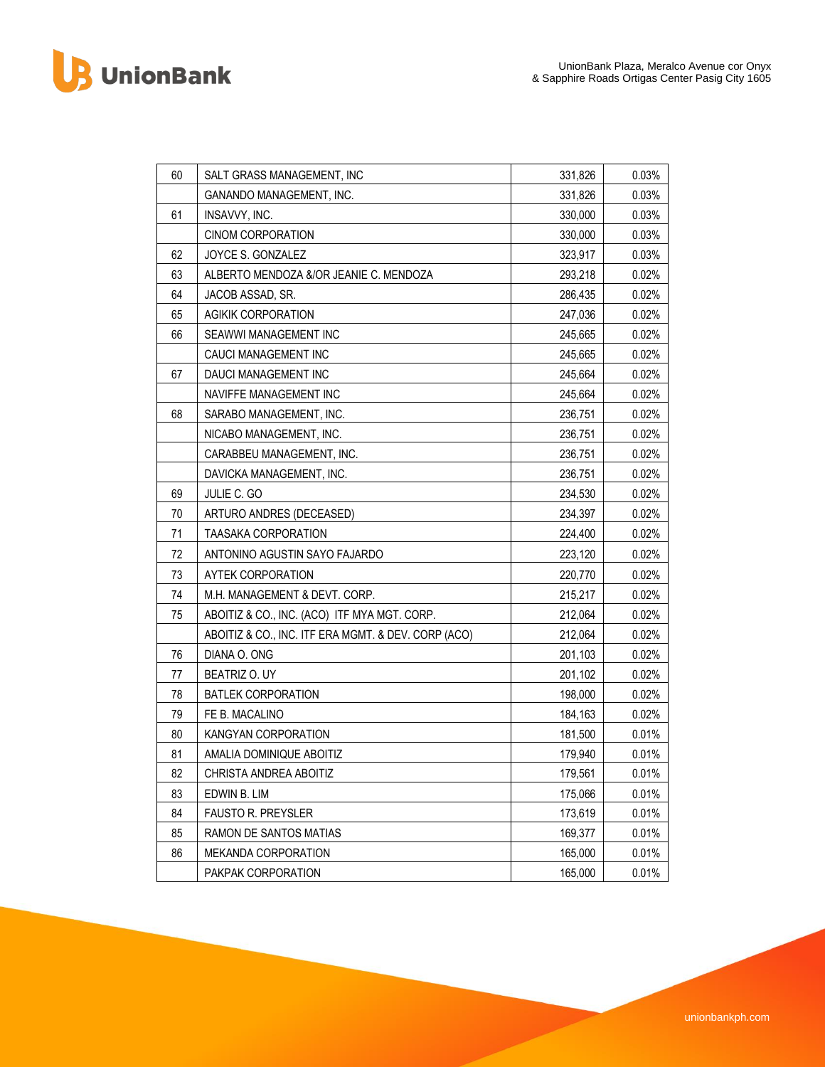| | | | |
|---|---|---|---|
| 60 | SALT GRASS MANAGEMENT, INC | 331,826 | 0.03% |
| | GANANDO MANAGEMENT, INC. | 331,826 | 0.03% |
| 61 | INSAVVY, INC. | 330,000 | 0.03% |
| | CINOM CORPORATION | 330,000 | 0.03% |
| 62 | JOYCE S. GONZALEZ | 323,917 | 0.03% |
| 63 | ALBERTO MENDOZA &/OR JEANIE C. MENDOZA | 293,218 | 0.02% |
| 64 | JACOB ASSAD, SR. | 286,435 | 0.02% |
| 65 | AGIKIK CORPORATION | 247,036 | 0.02% |
| 66 | SEAWWI MANAGEMENT INC | 245,665 | 0.02% |
| | CAUCI MANAGEMENT INC | 245,665 | 0.02% |
| 67 | DAUCI MANAGEMENT INC | 245,664 | 0.02% |
| | NAVIFFE MANAGEMENT INC | 245,664 | 0.02% |
| 68 | SARABO MANAGEMENT, INC. | 236,751 | 0.02% |
| | NICABO MANAGEMENT, INC. | 236,751 | 0.02% |
| | CARABBEU MANAGEMENT, INC. | 236,751 | 0.02% |
| | DAVICKA MANAGEMENT, INC. | 236,751 | 0.02% |
| 69 | JULIE C. GO | 234,530 | 0.02% |
| 70 | ARTURO ANDRES (DECEASED) | 234,397 | 0.02% |
| 71 | TAASAKA CORPORATION | 224,400 | 0.02% |
| 72 | ANTONINO AGUSTIN SAYO FAJARDO | 223,120 | 0.02% |
| 73 | AYTEK CORPORATION | 220,770 | 0.02% |
| 74 | M.H. MANAGEMENT & DEVT. CORP. | 215,217 | 0.02% |
| 75 | ABOITIZ & CO., INC. (ACO) ITF MYA MGT. CORP. | 212,064 | 0.02% |
| | ABOITIZ & CO., INC. ITF ERA MGMT. & DEV. CORP (ACO) | 212,064 | 0.02% |
| 76 | DIANA O. ONG | 201,103 | 0.02% |
| 77 | BEATRIZ O. UY | 201,102 | 0.02% |
| 78 | BATLEK CORPORATION | 198,000 | 0.02% |
| 79 | FE B. MACALINO | 184,163 | 0.02% |
| 80 | KANGYAN CORPORATION | 181,500 | 0.01% |
| 81 | AMALIA DOMINIQUE ABOITIZ | 179,940 | 0.01% |
| 82 | CHRISTA ANDREA ABOITIZ | 179,561 | 0.01% |
| 83 | EDWIN B. LIM | 175,066 | 0.01% |
| 84 | FAUSTO R. PREYSLER | 173,619 | 0.01% |
| 85 | RAMON DE SANTOS MATIAS | 169,377 | 0.01% |
| 86 | MEKANDA CORPORATION | 165,000 | 0.01% |
| | PAKPAK CORPORATION | 165,000 | 0.01% |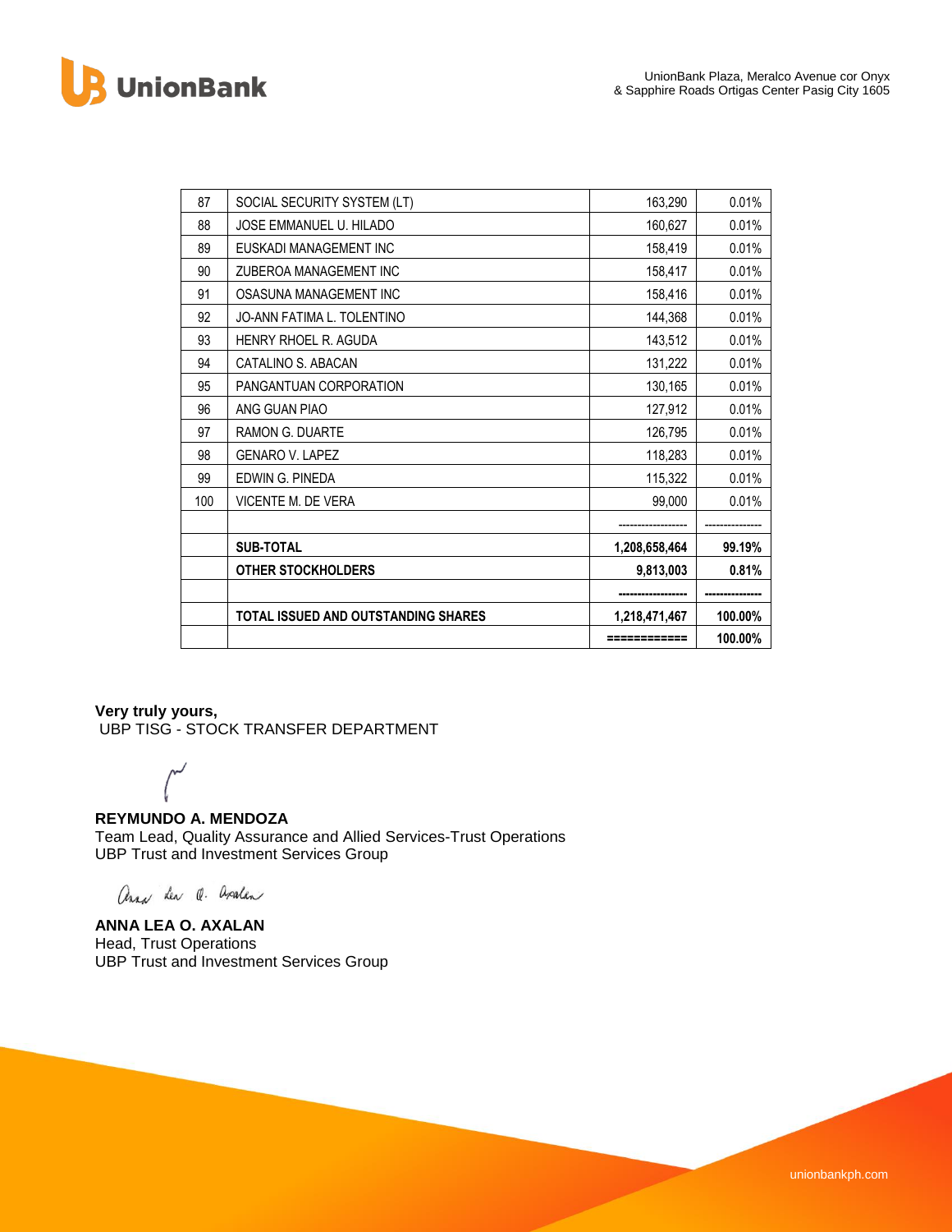| 87 | SOCIAL SECURITY SYSTEM (LT) | 163,290 | 0.01% |
|---|---|---|---|
| 88 | JOSE EMMANUEL U. HILADO | 160,627 | 0.01% |
| 89 | EUSKADI MANAGEMENT INC | 158,419 | 0.01% |
| 90 | ZUBEROA MANAGEMENT INC | 158,417 | 0.01% |
| 91 | OSASUNA MANAGEMENT INC | 158,416 | 0.01% |
| 92 | JO-ANN FATIMA L. TOLENTINO | 144,368 | 0.01% |
| 93 | HENRY RHOEL R. AGUDA | 143,512 | 0.01% |
| 94 | CATALINO S. ABACAN | 131,222 | 0.01% |
| 95 | PANGANTUAN CORPORATION | 130,165 | 0.01% |
| 96 | ANG GUAN PIAO | 127,912 | 0.01% |
| 97 | RAMON G. DUARTE | 126,795 | 0.01% |
| 98 | GENARO V. LAPEZ | 118,283 | 0.01% |
| 99 | EDWIN G. PINEDA | 115,322 | 0.01% |
| 100 | VICENTE M. DE VERA | 99,000 | 0.01% |
| | | ------------------ | -------------- |
| | **SUB-TOTAL** | **1,208,658,464** | **99.19%** |
| | **OTHER STOCKHOLDERS** | **9,813,003** | **0.81%** |
| | | ------------------ | -------------- |
| | **TOTAL ISSUED AND OUTSTANDING SHARES** | **1,218,471,467** | **100.00%** |
| | | ============ | **100.00%** |

**Very truly yours,**
UBP TISG - STOCK TRANSFER DEPARTMENT

**REYMUNDO A. MENDOZA**
Team Lead, Quality Assurance and Allied Services-Trust Operations
UBP Trust and Investment Services Group

**ANNA LEA O. AXALAN**
Head, Trust Operations
UBP Trust and Investment Services Group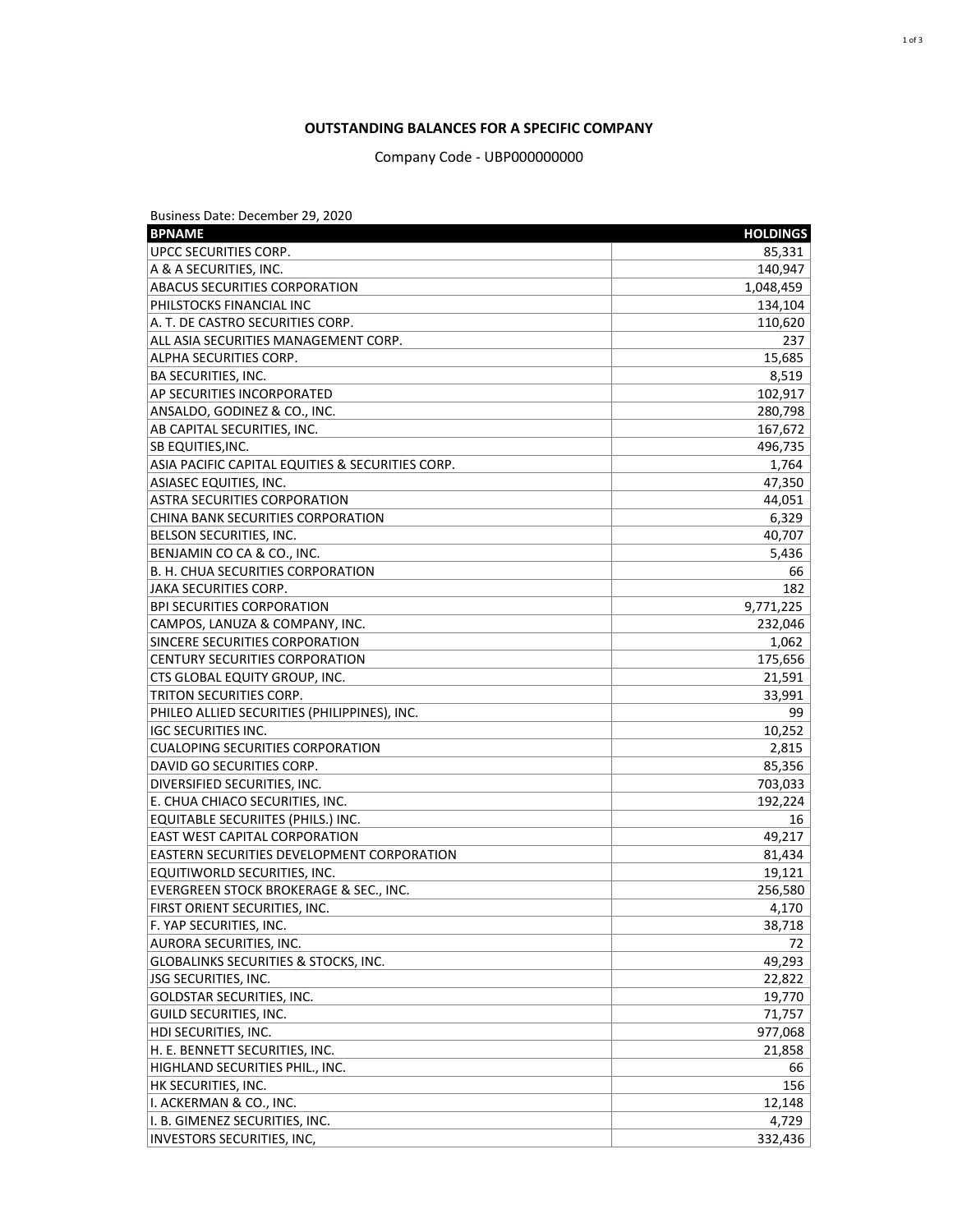**OUTSTANDING BALANCES FOR A SPECIFIC COMPANY**

Company Code - UBP000000000

Business Date: December 29, 2020

| BPNAME | HOLDINGS |
|---|---|
| UPCC SECURITIES CORP. | 85,331 |
| A & A SECURITIES, INC. | 140,947 |
| ABACUS SECURITIES CORPORATION | 1,048,459 |
| PHILSTOCKS FINANCIAL INC | 134,104 |
| A. T. DE CASTRO SECURITIES CORP. | 110,620 |
| ALL ASIA SECURITIES MANAGEMENT CORP. | 237 |
| ALPHA SECURITIES CORP. | 15,685 |
| BA SECURITIES, INC. | 8,519 |
| AP SECURITIES INCORPORATED | 102,917 |
| ANSALDO, GODINEZ & CO., INC. | 280,798 |
| AB CAPITAL SECURITIES, INC. | 167,672 |
| SB EQUITIES,INC. | 496,735 |
| ASIA PACIFIC CAPITAL EQUITIES & SECURITIES CORP. | 1,764 |
| ASIASEC EQUITIES, INC. | 47,350 |
| ASTRA SECURITIES CORPORATION | 44,051 |
| CHINA BANK SECURITIES CORPORATION | 6,329 |
| BELSON SECURITIES, INC. | 40,707 |
| BENJAMIN CO CA & CO., INC. | 5,436 |
| B. H. CHUA SECURITIES CORPORATION | 66 |
| JAKA SECURITIES CORP. | 182 |
| BPI SECURITIES CORPORATION | 9,771,225 |
| CAMPOS, LANUZA & COMPANY, INC. | 232,046 |
| SINCERE SECURITIES CORPORATION | 1,062 |
| CENTURY SECURITIES CORPORATION | 175,656 |
| CTS GLOBAL EQUITY GROUP, INC. | 21,591 |
| TRITON SECURITIES CORP. | 33,991 |
| PHILEO ALLIED SECURITIES (PHILIPPINES), INC. | 99 |
| IGC SECURITIES INC. | 10,252 |
| CUALOPING SECURITIES CORPORATION | 2,815 |
| DAVID GO SECURITIES CORP. | 85,356 |
| DIVERSIFIED SECURITIES, INC. | 703,033 |
| E. CHUA CHIACO SECURITIES, INC. | 192,224 |
| EQUITABLE SECURIITES (PHILS.) INC. | 16 |
| EAST WEST CAPITAL CORPORATION | 49,217 |
| EASTERN SECURITIES DEVELOPMENT CORPORATION | 81,434 |
| EQUITIWORLD SECURITIES, INC. | 19,121 |
| EVERGREEN STOCK BROKERAGE & SEC., INC. | 256,580 |
| FIRST ORIENT SECURITIES, INC. | 4,170 |
| F. YAP SECURITIES, INC. | 38,718 |
| AURORA SECURITIES, INC. | 72 |
| GLOBALINKS SECURITIES & STOCKS, INC. | 49,293 |
| JSG SECURITIES, INC. | 22,822 |
| GOLDSTAR SECURITIES, INC. | 19,770 |
| GUILD SECURITIES, INC. | 71,757 |
| HDI SECURITIES, INC. | 977,068 |
| H. E. BENNETT SECURITIES, INC. | 21,858 |
| HIGHLAND SECURITIES PHIL., INC. | 66 |
| HK SECURITIES, INC. | 156 |
| I. ACKERMAN & CO., INC. | 12,148 |
| I. B. GIMENEZ SECURITIES, INC. | 4,729 |
| INVESTORS SECURITIES, INC, | 332,436 |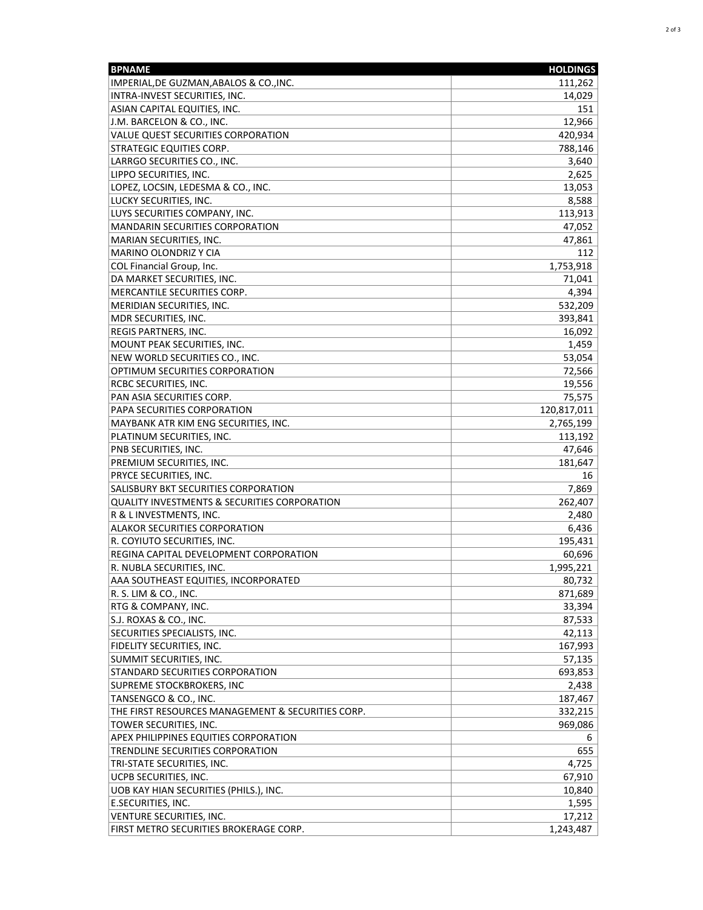| BPNAME | HOLDINGS |
| --- | ---: |
| IMPERIAL,DE GUZMAN,ABALOS & CO.,INC. | 111,262 |
| INTRA-INVEST SECURITIES, INC. | 14,029 |
| ASIAN CAPITAL EQUITIES, INC. | 151 |
| J.M. BARCELON & CO., INC. | 12,966 |
| VALUE QUEST SECURITIES CORPORATION | 420,934 |
| STRATEGIC EQUITIES CORP. | 788,146 |
| LARRGO SECURITIES CO., INC. | 3,640 |
| LIPPO SECURITIES, INC. | 2,625 |
| LOPEZ, LOCSIN, LEDESMA & CO., INC. | 13,053 |
| LUCKY SECURITIES, INC. | 8,588 |
| LUYS SECURITIES COMPANY, INC. | 113,913 |
| MANDARIN SECURITIES CORPORATION | 47,052 |
| MARIAN SECURITIES, INC. | 47,861 |
| MARINO OLONDRIZ Y CIA | 112 |
| COL Financial Group, Inc. | 1,753,918 |
| DA MARKET SECURITIES, INC. | 71,041 |
| MERCANTILE SECURITIES CORP. | 4,394 |
| MERIDIAN SECURITIES, INC. | 532,209 |
| MDR SECURITIES, INC. | 393,841 |
| REGIS PARTNERS, INC. | 16,092 |
| MOUNT PEAK SECURITIES, INC. | 1,459 |
| NEW WORLD SECURITIES CO., INC. | 53,054 |
| OPTIMUM SECURITIES CORPORATION | 72,566 |
| RCBC SECURITIES, INC. | 19,556 |
| PAN ASIA SECURITIES CORP. | 75,575 |
| PAPA SECURITIES CORPORATION | 120,817,011 |
| MAYBANK ATR KIM ENG SECURITIES, INC. | 2,765,199 |
| PLATINUM SECURITIES, INC. | 113,192 |
| PNB SECURITIES, INC. | 47,646 |
| PREMIUM SECURITIES, INC. | 181,647 |
| PRYCE SECURITIES, INC. | 16 |
| SALISBURY BKT SECURITIES CORPORATION | 7,869 |
| QUALITY INVESTMENTS & SECURITIES CORPORATION | 262,407 |
| R & L INVESTMENTS, INC. | 2,480 |
| ALAKOR SECURITIES CORPORATION | 6,436 |
| R. COYIUTO SECURITIES, INC. | 195,431 |
| REGINA CAPITAL DEVELOPMENT CORPORATION | 60,696 |
| R. NUBLA SECURITIES, INC. | 1,995,221 |
| AAA SOUTHEAST EQUITIES, INCORPORATED | 80,732 |
| R. S. LIM & CO., INC. | 871,689 |
| RTG & COMPANY, INC. | 33,394 |
| S.J. ROXAS & CO., INC. | 87,533 |
| SECURITIES SPECIALISTS, INC. | 42,113 |
| FIDELITY SECURITIES, INC. | 167,993 |
| SUMMIT SECURITIES, INC. | 57,135 |
| STANDARD SECURITIES CORPORATION | 693,853 |
| SUPREME STOCKBROKERS, INC | 2,438 |
| TANSENGCO & CO., INC. | 187,467 |
| THE FIRST RESOURCES MANAGEMENT & SECURITIES CORP. | 332,215 |
| TOWER SECURITIES, INC. | 969,086 |
| APEX PHILIPPINES EQUITIES CORPORATION | 6 |
| TRENDLINE SECURITIES CORPORATION | 655 |
| TRI-STATE SECURITIES, INC. | 4,725 |
| UCPB SECURITIES, INC. | 67,910 |
| UOB KAY HIAN SECURITIES (PHILS.), INC. | 10,840 |
| E.SECURITIES, INC. | 1,595 |
| VENTURE SECURITIES, INC. | 17,212 |
| FIRST METRO SECURITIES BROKERAGE CORP. | 1,243,487 |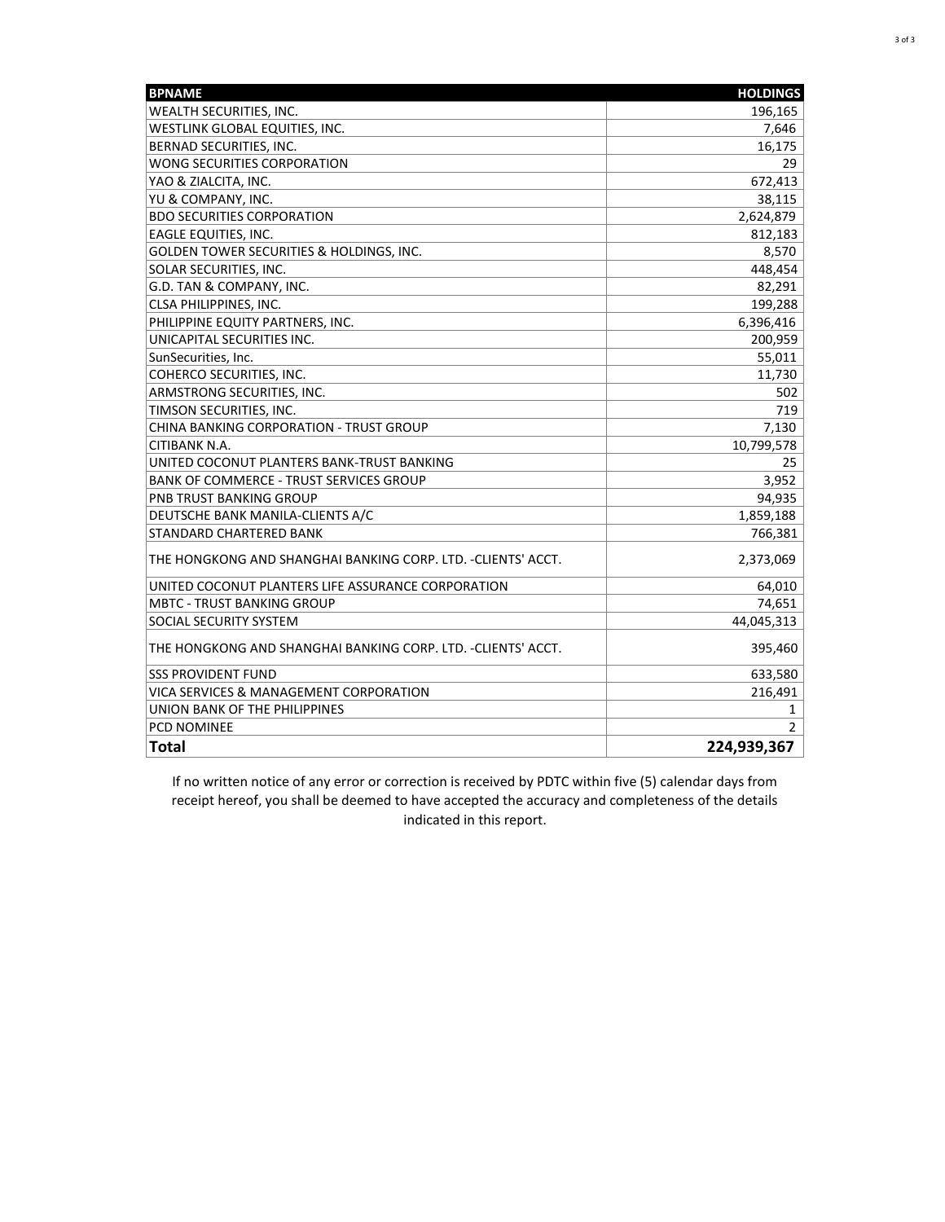| BPNAME | HOLDINGS |
| --- | --- |
| WEALTH SECURITIES, INC. | 196,165 |
| WESTLINK GLOBAL EQUITIES, INC. | 7,646 |
| BERNAD SECURITIES, INC. | 16,175 |
| WONG SECURITIES CORPORATION | 29 |
| YAO & ZIALCITA, INC. | 672,413 |
| YU & COMPANY, INC. | 38,115 |
| BDO SECURITIES CORPORATION | 2,624,879 |
| EAGLE EQUITIES, INC. | 812,183 |
| GOLDEN TOWER SECURITIES & HOLDINGS, INC. | 8,570 |
| SOLAR SECURITIES, INC. | 448,454 |
| G.D. TAN & COMPANY, INC. | 82,291 |
| CLSA PHILIPPINES, INC. | 199,288 |
| PHILIPPINE EQUITY PARTNERS, INC. | 6,396,416 |
| UNICAPITAL SECURITIES INC. | 200,959 |
| SunSecurities, Inc. | 55,011 |
| COHERCO SECURITIES, INC. | 11,730 |
| ARMSTRONG SECURITIES, INC. | 502 |
| TIMSON SECURITIES, INC. | 719 |
| CHINA BANKING CORPORATION - TRUST GROUP | 7,130 |
| CITIBANK N.A. | 10,799,578 |
| UNITED COCONUT PLANTERS BANK-TRUST BANKING | 25 |
| BANK OF COMMERCE - TRUST SERVICES GROUP | 3,952 |
| PNB TRUST BANKING GROUP | 94,935 |
| DEUTSCHE BANK MANILA-CLIENTS A/C | 1,859,188 |
| STANDARD CHARTERED BANK | 766,381 |
| THE HONGKONG AND SHANGHAI BANKING CORP. LTD. -CLIENTS' ACCT. | 2,373,069 |
| UNITED COCONUT PLANTERS LIFE ASSURANCE CORPORATION | 64,010 |
| MBTC - TRUST BANKING GROUP | 74,651 |
| SOCIAL SECURITY SYSTEM | 44,045,313 |
| THE HONGKONG AND SHANGHAI BANKING CORP. LTD. -CLIENTS' ACCT. | 395,460 |
| SSS PROVIDENT FUND | 633,580 |
| VICA SERVICES & MANAGEMENT CORPORATION | 216,491 |
| UNION BANK OF THE PHILIPPINES | 1 |
| PCD NOMINEE | 2 |
| **Total** | **224,939,367** |

If no written notice of any error or correction is received by PDTC within five (5) calendar days from receipt hereof, you shall be deemed to have accepted the accuracy and completeness of the details indicated in this report.